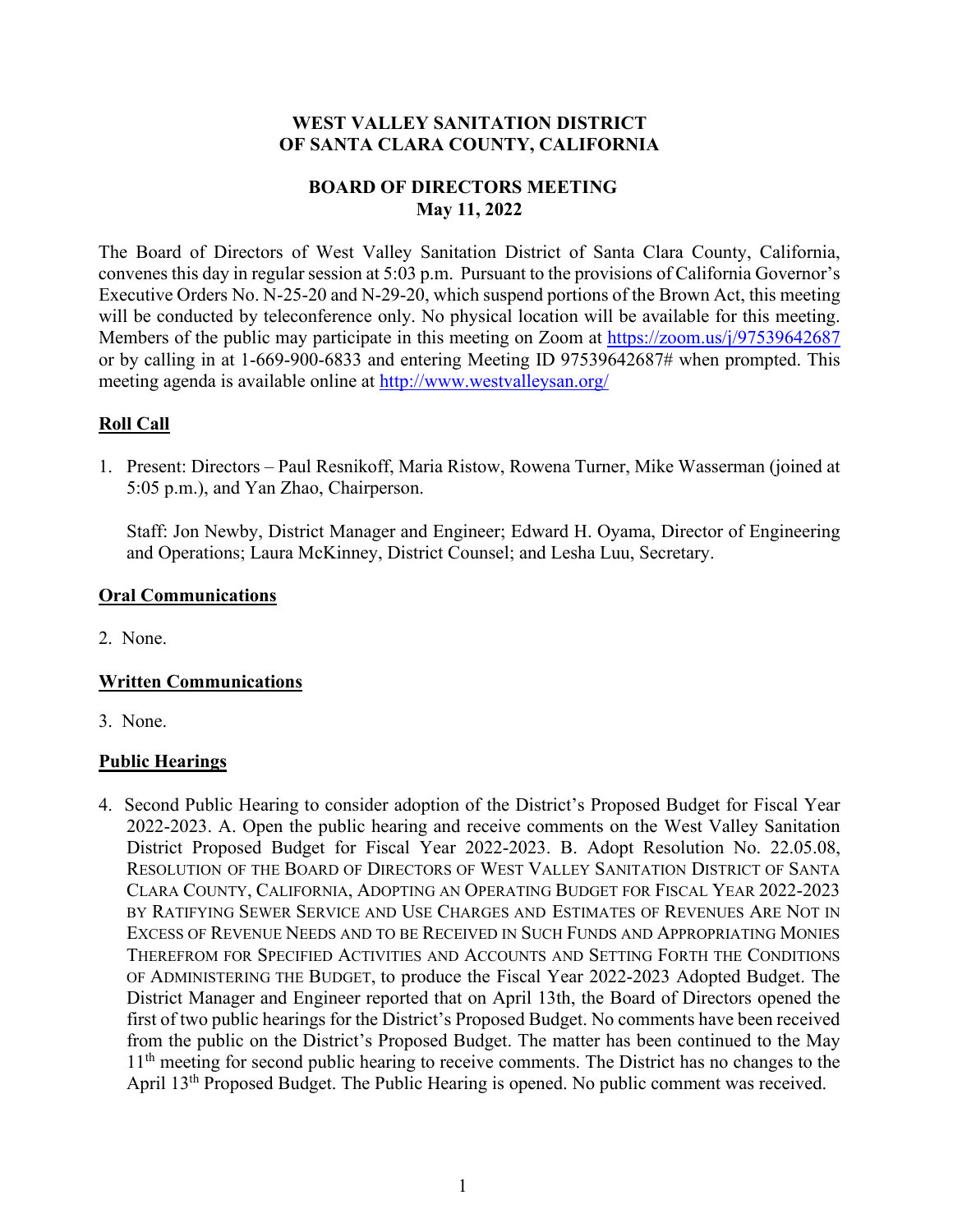# WEST VALLEY SANITATION DISTRICT
# OF SANTA CLARA COUNTY, CALIFORNIA

## BOARD OF DIRECTORS MEETING
## May 11, 2022

The Board of Directors of West Valley Sanitation District of Santa Clara County, California, convenes this day in regular session at 5:03 p.m. Pursuant to the provisions of California Governor's Executive Orders No. N-25-20 and N-29-20, which suspend portions of the Brown Act, this meeting will be conducted by teleconference only. No physical location will be available for this meeting. Members of the public may participate in this meeting on Zoom at https://zoom.us/j/97539642687 or by calling in at 1-669-900-6833 and entering Meeting ID 97539642687# when prompted. This meeting agenda is available online at http://www.westvalleysan.org/

**Roll Call**

1. Present: Directors – Paul Resnikoff, Maria Ristow, Rowena Turner, Mike Wasserman (joined at 5:05 p.m.), and Yan Zhao, Chairperson.

   Staff: Jon Newby, District Manager and Engineer; Edward H. Oyama, Director of Engineering and Operations; Laura McKinney, District Counsel; and Lesha Luu, Secretary.

**Oral Communications**

2. None.

**Written Communications**

3. None.

**Public Hearings**

4. Second Public Hearing to consider adoption of the District's Proposed Budget for Fiscal Year 2022-2023. A. Open the public hearing and receive comments on the West Valley Sanitation District Proposed Budget for Fiscal Year 2022-2023. B. Adopt Resolution No. 22.05.08, RESOLUTION OF THE BOARD OF DIRECTORS OF WEST VALLEY SANITATION DISTRICT OF SANTA CLARA COUNTY, CALIFORNIA, ADOPTING AN OPERATING BUDGET FOR FISCAL YEAR 2022-2023 BY RATIFYING SEWER SERVICE AND USE CHARGES AND ESTIMATES OF REVENUES ARE NOT IN EXCESS OF REVENUE NEEDS AND TO BE RECEIVED IN SUCH FUNDS AND APPROPRIATING MONIES THEREFROM FOR SPECIFIED ACTIVITIES AND ACCOUNTS AND SETTING FORTH THE CONDITIONS OF ADMINISTERING THE BUDGET, to produce the Fiscal Year 2022-2023 Adopted Budget. The District Manager and Engineer reported that on April 13th, the Board of Directors opened the first of two public hearings for the District's Proposed Budget. No comments have been received from the public on the District's Proposed Budget. The matter has been continued to the May 11th meeting for second public hearing to receive comments. The District has no changes to the April 13th Proposed Budget. The Public Hearing is opened. No public comment was received.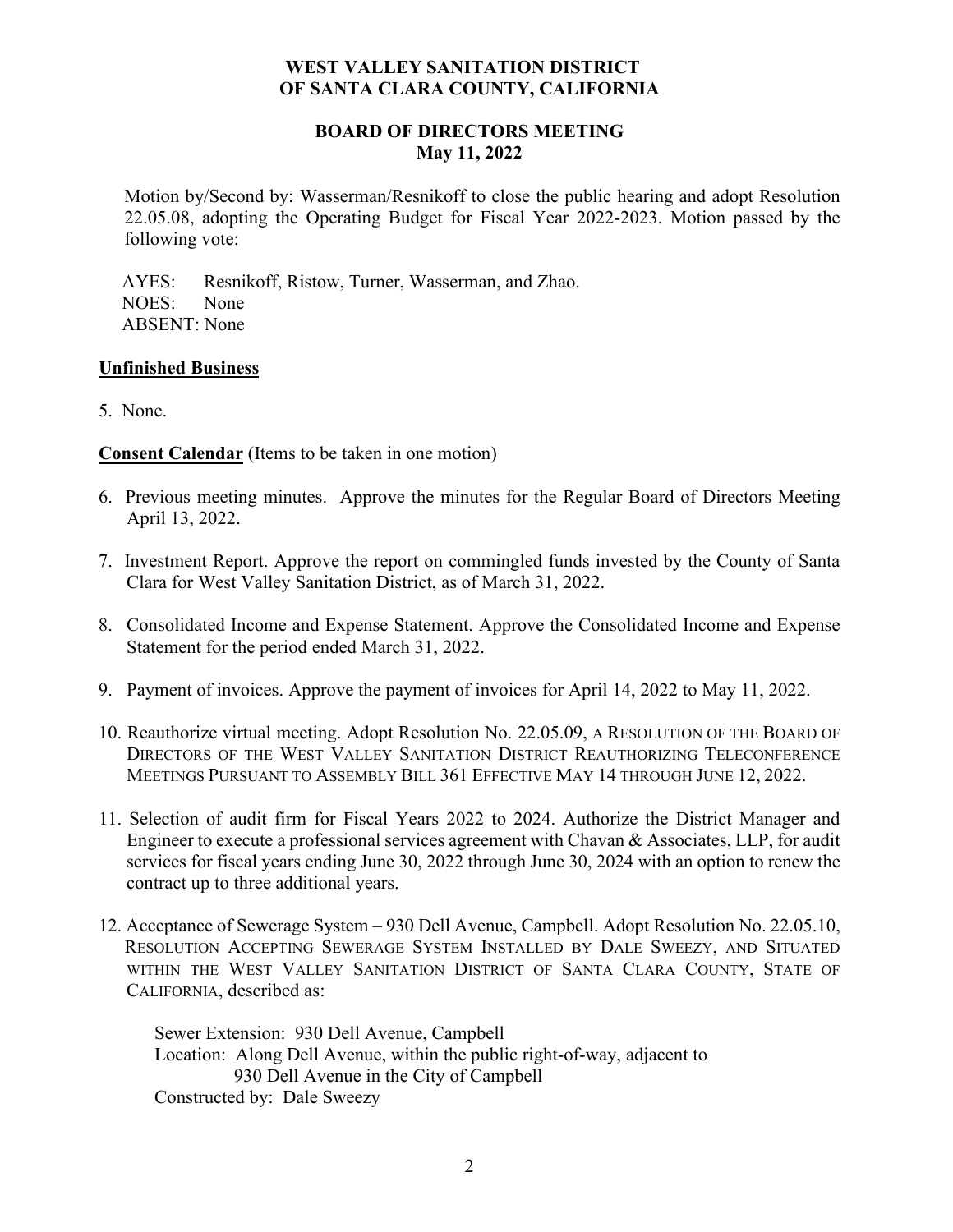**WEST VALLEY SANITATION DISTRICT**
**OF SANTA CLARA COUNTY, CALIFORNIA**

**BOARD OF DIRECTORS MEETING**
**May 11, 2022**

Motion by/Second by: Wasserman/Resnikoff to close the public hearing and adopt Resolution 22.05.08, adopting the Operating Budget for Fiscal Year 2022-2023. Motion passed by the following vote:

AYES: Resnikoff, Ristow, Turner, Wasserman, and Zhao.
NOES: None
ABSENT: None

**Unfinished Business**

5. None.

**Consent Calendar** (Items to be taken in one motion)

6. Previous meeting minutes. Approve the minutes for the Regular Board of Directors Meeting April 13, 2022.

7. Investment Report. Approve the report on commingled funds invested by the County of Santa Clara for West Valley Sanitation District, as of March 31, 2022.

8. Consolidated Income and Expense Statement. Approve the Consolidated Income and Expense Statement for the period ended March 31, 2022.

9. Payment of invoices. Approve the payment of invoices for April 14, 2022 to May 11, 2022.

10. Reauthorize virtual meeting. Adopt Resolution No. 22.05.09, A RESOLUTION OF THE BOARD OF DIRECTORS OF THE WEST VALLEY SANITATION DISTRICT REAUTHORIZING TELECONFERENCE MEETINGS PURSUANT TO ASSEMBLY BILL 361 EFFECTIVE MAY 14 THROUGH JUNE 12, 2022.

11. Selection of audit firm for Fiscal Years 2022 to 2024. Authorize the District Manager and Engineer to execute a professional services agreement with Chavan & Associates, LLP, for audit services for fiscal years ending June 30, 2022 through June 30, 2024 with an option to renew the contract up to three additional years.

12. Acceptance of Sewerage System – 930 Dell Avenue, Campbell. Adopt Resolution No. 22.05.10, RESOLUTION ACCEPTING SEWERAGE SYSTEM INSTALLED BY DALE SWEEZY, AND SITUATED WITHIN THE WEST VALLEY SANITATION DISTRICT OF SANTA CLARA COUNTY, STATE OF CALIFORNIA, described as:

    Sewer Extension: 930 Dell Avenue, Campbell
    Location: Along Dell Avenue, within the public right-of-way, adjacent to 930 Dell Avenue in the City of Campbell
    Constructed by: Dale Sweezy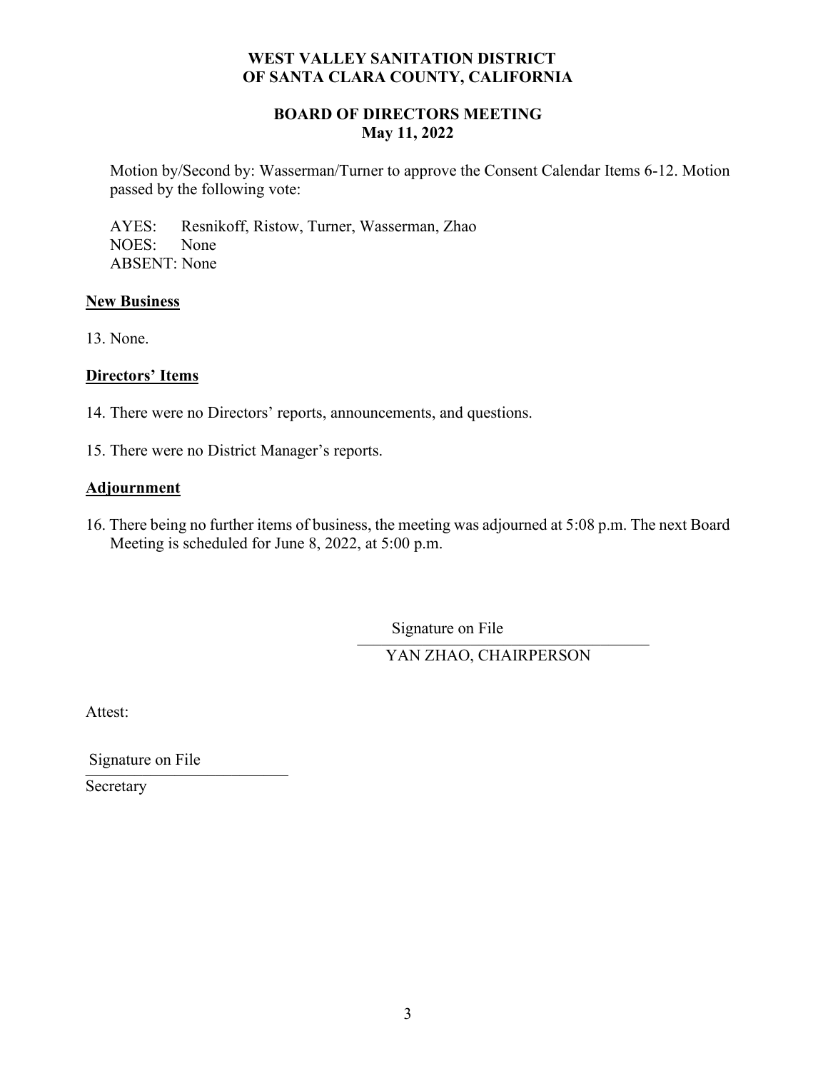**WEST VALLEY SANITATION DISTRICT**
**OF SANTA CLARA COUNTY, CALIFORNIA**

**BOARD OF DIRECTORS MEETING**
**May 11, 2022**

Motion by/Second by: Wasserman/Turner to approve the Consent Calendar Items 6-12. Motion passed by the following vote:

AYES: Resnikoff, Ristow, Turner, Wasserman, Zhao
NOES: None
ABSENT: None

**New Business**

13. None.

**Directors' Items**

14. There were no Directors' reports, announcements, and questions.

15. There were no District Manager's reports.

**Adjournment**

16. There being no further items of business, the meeting was adjourned at 5:08 p.m. The next Board Meeting is scheduled for June 8, 2022, at 5:00 p.m.

Signature on File
YAN ZHAO, CHAIRPERSON

Attest:

Signature on File
Secretary